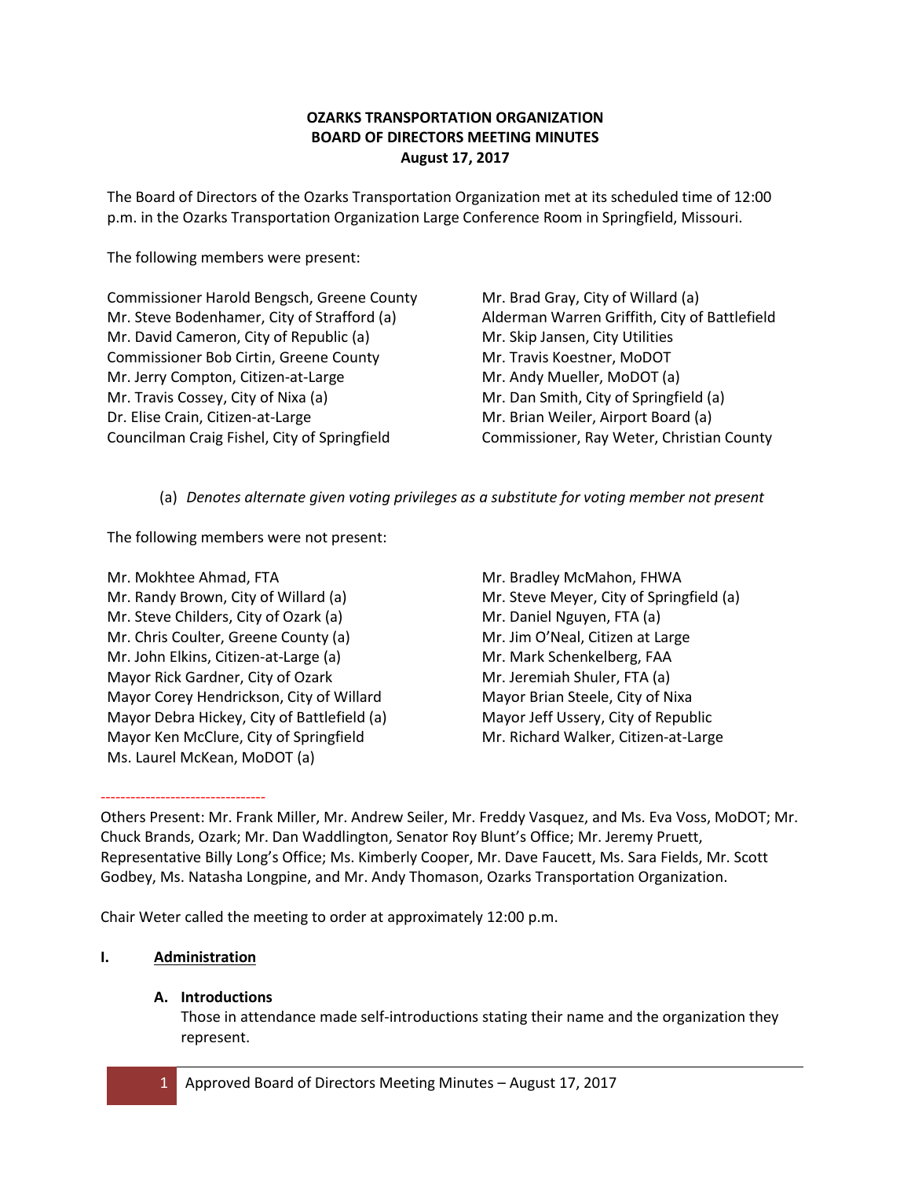# OZARKS TRANSPORTATION ORGANIZATION
## BOARD OF DIRECTORS MEETING MINUTES
### August 17, 2017

The Board of Directors of the Ozarks Transportation Organization met at its scheduled time of 12:00 p.m. in the Ozarks Transportation Organization Large Conference Room in Springfield, Missouri.

The following members were present:

Commissioner Harold Bengsch, Greene County
Mr. Steve Bodenhamer, City of Strafford (a)
Mr. David Cameron, City of Republic (a)
Commissioner Bob Cirtin, Greene County
Mr. Jerry Compton, Citizen-at-Large
Mr. Travis Cossey, City of Nixa (a)
Dr. Elise Crain, Citizen-at-Large
Councilman Craig Fishel, City of Springfield
Mr. Brad Gray, City of Willard (a)
Alderman Warren Griffith, City of Battlefield
Mr. Skip Jansen, City Utilities
Mr. Travis Koestner, MoDOT
Mr. Andy Mueller, MoDOT (a)
Mr. Dan Smith, City of Springfield (a)
Mr. Brian Weiler, Airport Board (a)
Commissioner, Ray Weter, Christian County

(a) *Denotes alternate given voting privileges as a substitute for voting member not present*

The following members were not present:

Mr. Mokhtee Ahmad, FTA
Mr. Randy Brown, City of Willard (a)
Mr. Steve Childers, City of Ozark (a)
Mr. Chris Coulter, Greene County (a)
Mr. John Elkins, Citizen-at-Large (a)
Mayor Rick Gardner, City of Ozark
Mayor Corey Hendrickson, City of Willard
Mayor Debra Hickey, City of Battlefield (a)
Mayor Ken McClure, City of Springfield
Ms. Laurel McKean, MoDOT (a)
Mr. Bradley McMahon, FHWA
Mr. Steve Meyer, City of Springfield (a)
Mr. Daniel Nguyen, FTA (a)
Mr. Jim O'Neal, Citizen at Large
Mr. Mark Schenkelberg, FAA
Mr. Jeremiah Shuler, FTA (a)
Mayor Brian Steele, City of Nixa
Mayor Jeff Ussery, City of Republic
Mr. Richard Walker, Citizen-at-Large

---------------------------------

Others Present: Mr. Frank Miller, Mr. Andrew Seiler, Mr. Freddy Vasquez, and Ms. Eva Voss, MoDOT; Mr. Chuck Brands, Ozark; Mr. Dan Waddlington, Senator Roy Blunt's Office; Mr. Jeremy Pruett, Representative Billy Long's Office; Ms. Kimberly Cooper, Mr. Dave Faucett, Ms. Sara Fields, Mr. Scott Godbey, Ms. Natasha Longpine, and Mr. Andy Thomason, Ozarks Transportation Organization.

Chair Weter called the meeting to order at approximately 12:00 p.m.

## I. Administration

### A. Introductions

Those in attendance made self-introductions stating their name and the organization they represent.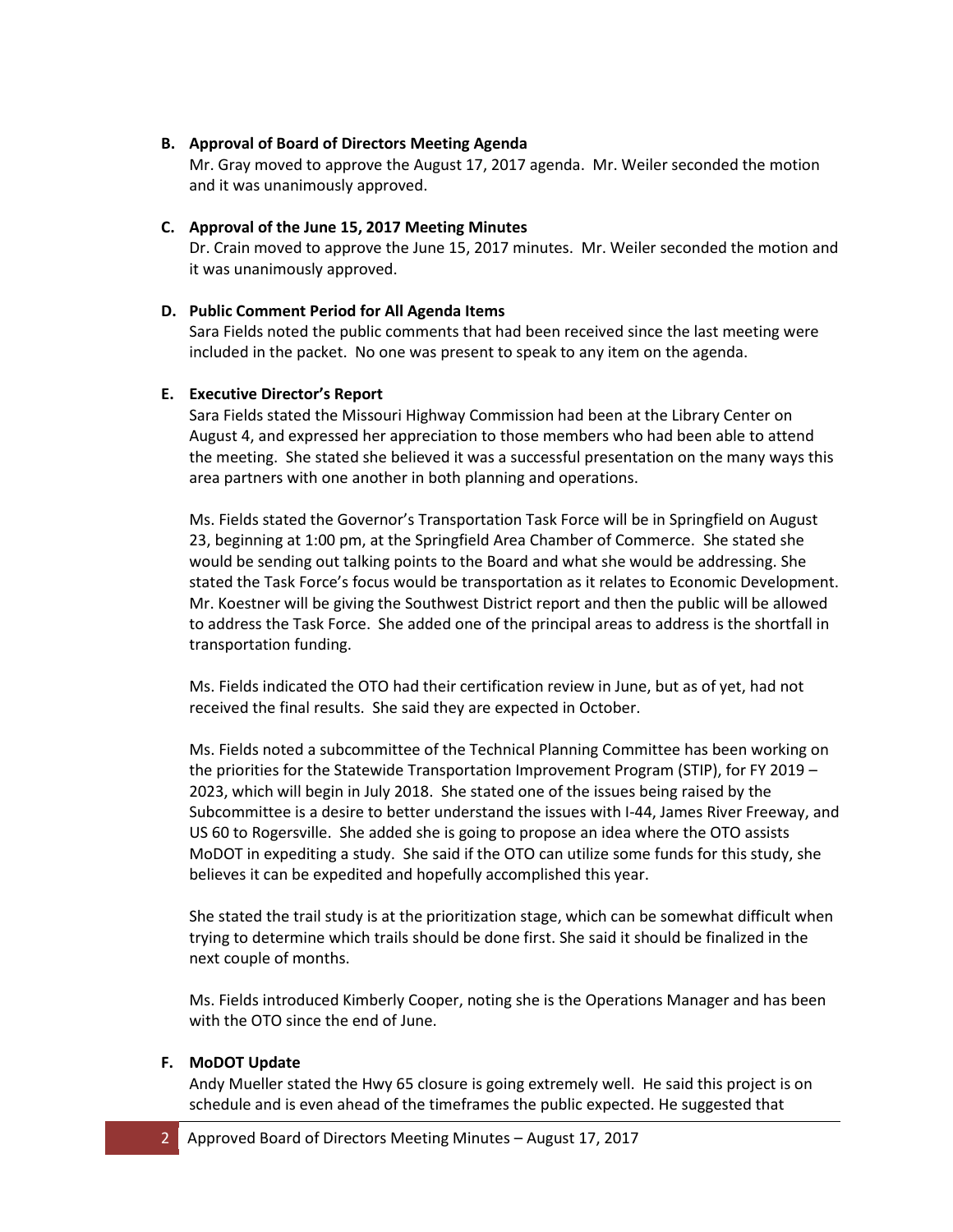**B. Approval of Board of Directors Meeting Agenda**

Mr. Gray moved to approve the August 17, 2017 agenda. Mr. Weiler seconded the motion and it was unanimously approved.

**C. Approval of the June 15, 2017 Meeting Minutes**

Dr. Crain moved to approve the June 15, 2017 minutes. Mr. Weiler seconded the motion and it was unanimously approved.

**D. Public Comment Period for All Agenda Items**

Sara Fields noted the public comments that had been received since the last meeting were included in the packet. No one was present to speak to any item on the agenda.

**E. Executive Director's Report**

Sara Fields stated the Missouri Highway Commission had been at the Library Center on August 4, and expressed her appreciation to those members who had been able to attend the meeting. She stated she believed it was a successful presentation on the many ways this area partners with one another in both planning and operations.

Ms. Fields stated the Governor's Transportation Task Force will be in Springfield on August 23, beginning at 1:00 pm, at the Springfield Area Chamber of Commerce. She stated she would be sending out talking points to the Board and what she would be addressing. She stated the Task Force's focus would be transportation as it relates to Economic Development. Mr. Koestner will be giving the Southwest District report and then the public will be allowed to address the Task Force. She added one of the principal areas to address is the shortfall in transportation funding.

Ms. Fields indicated the OTO had their certification review in June, but as of yet, had not received the final results. She said they are expected in October.

Ms. Fields noted a subcommittee of the Technical Planning Committee has been working on the priorities for the Statewide Transportation Improvement Program (STIP), for FY 2019 – 2023, which will begin in July 2018. She stated one of the issues being raised by the Subcommittee is a desire to better understand the issues with I-44, James River Freeway, and US 60 to Rogersville. She added she is going to propose an idea where the OTO assists MoDOT in expediting a study. She said if the OTO can utilize some funds for this study, she believes it can be expedited and hopefully accomplished this year.

She stated the trail study is at the prioritization stage, which can be somewhat difficult when trying to determine which trails should be done first. She said it should be finalized in the next couple of months.

Ms. Fields introduced Kimberly Cooper, noting she is the Operations Manager and has been with the OTO since the end of June.

**F. MoDOT Update**

Andy Mueller stated the Hwy 65 closure is going extremely well. He said this project is on schedule and is even ahead of the timeframes the public expected. He suggested that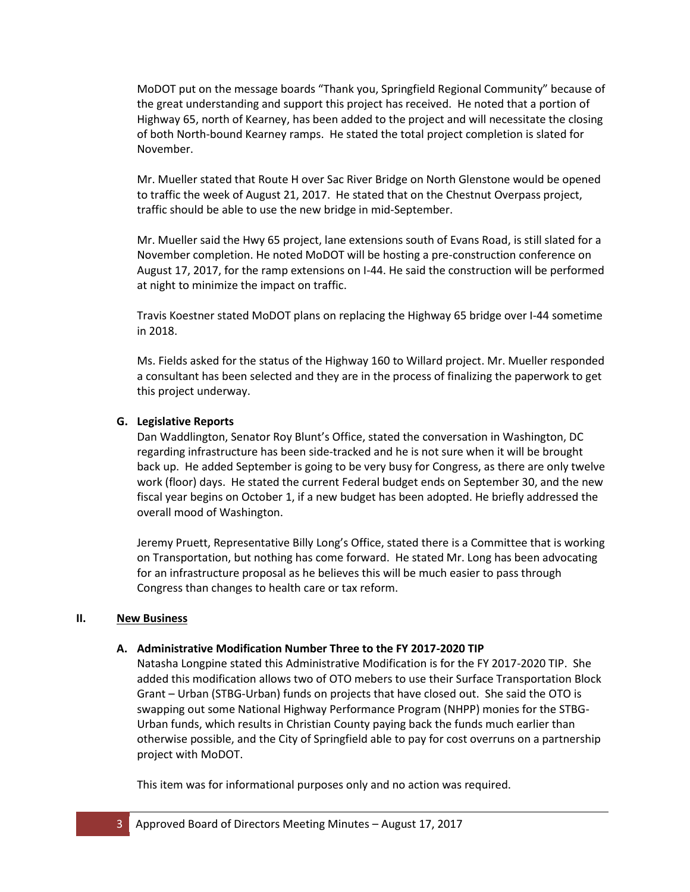MoDOT put on the message boards "Thank you, Springfield Regional Community" because of the great understanding and support this project has received. He noted that a portion of Highway 65, north of Kearney, has been added to the project and will necessitate the closing of both North-bound Kearney ramps. He stated the total project completion is slated for November.

Mr. Mueller stated that Route H over Sac River Bridge on North Glenstone would be opened to traffic the week of August 21, 2017. He stated that on the Chestnut Overpass project, traffic should be able to use the new bridge in mid-September.

Mr. Mueller said the Hwy 65 project, lane extensions south of Evans Road, is still slated for a November completion. He noted MoDOT will be hosting a pre-construction conference on August 17, 2017, for the ramp extensions on I-44. He said the construction will be performed at night to minimize the impact on traffic.

Travis Koestner stated MoDOT plans on replacing the Highway 65 bridge over I-44 sometime in 2018.

Ms. Fields asked for the status of the Highway 160 to Willard project. Mr. Mueller responded a consultant has been selected and they are in the process of finalizing the paperwork to get this project underway.

### G. Legislative Reports

Dan Waddlington, Senator Roy Blunt's Office, stated the conversation in Washington, DC regarding infrastructure has been side-tracked and he is not sure when it will be brought back up. He added September is going to be very busy for Congress, as there are only twelve work (floor) days. He stated the current Federal budget ends on September 30, and the new fiscal year begins on October 1, if a new budget has been adopted. He briefly addressed the overall mood of Washington.

Jeremy Pruett, Representative Billy Long's Office, stated there is a Committee that is working on Transportation, but nothing has come forward. He stated Mr. Long has been advocating for an infrastructure proposal as he believes this will be much easier to pass through Congress than changes to health care or tax reform.

## II. New Business

### A. Administrative Modification Number Three to the FY 2017-2020 TIP

Natasha Longpine stated this Administrative Modification is for the FY 2017-2020 TIP. She added this modification allows two of OTO mebers to use their Surface Transportation Block Grant – Urban (STBG-Urban) funds on projects that have closed out. She said the OTO is swapping out some National Highway Performance Program (NHPP) monies for the STBG-Urban funds, which results in Christian County paying back the funds much earlier than otherwise possible, and the City of Springfield able to pay for cost overruns on a partnership project with MoDOT.

This item was for informational purposes only and no action was required.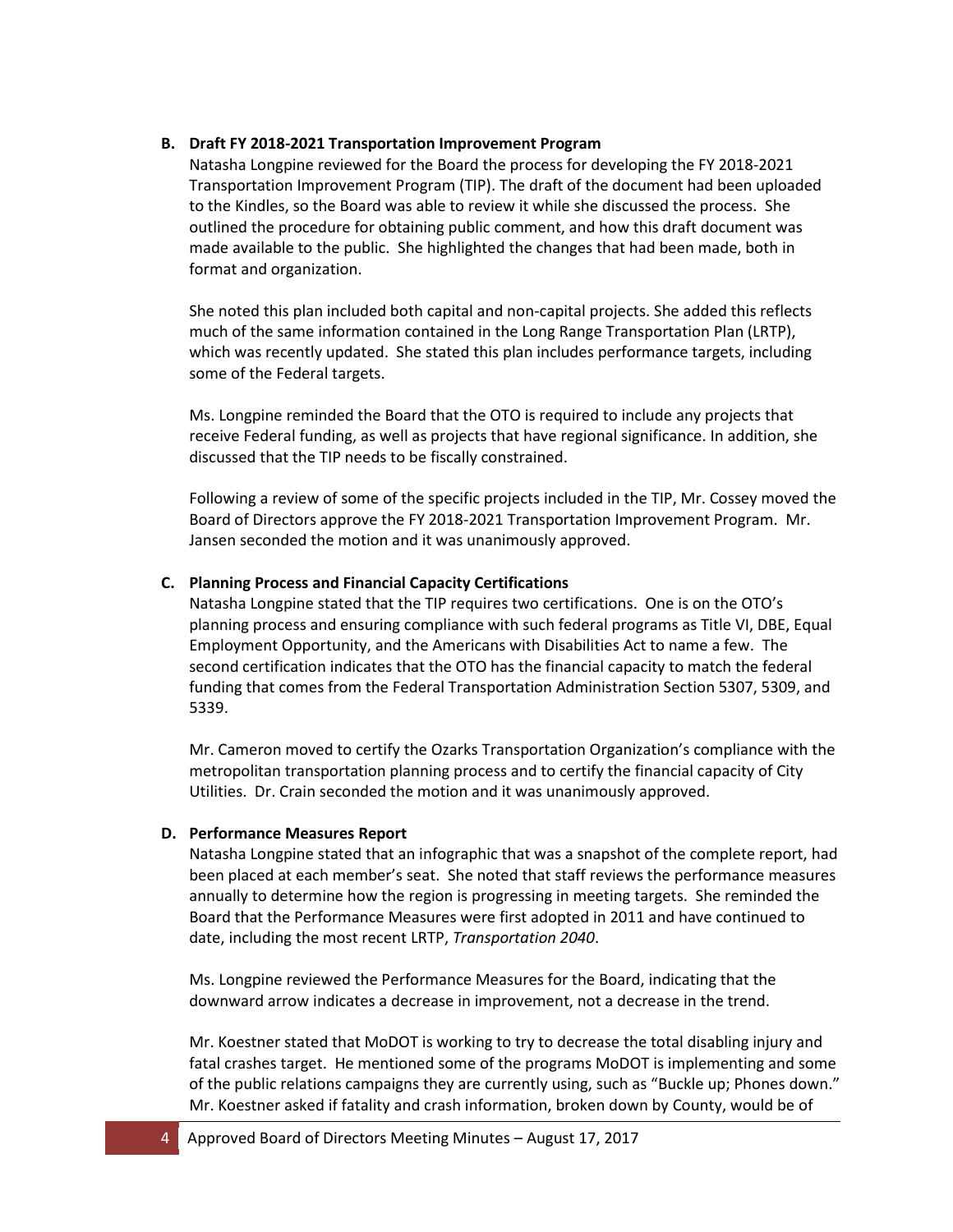**B. Draft FY 2018-2021 Transportation Improvement Program**

Natasha Longpine reviewed for the Board the process for developing the FY 2018-2021 Transportation Improvement Program (TIP). The draft of the document had been uploaded to the Kindles, so the Board was able to review it while she discussed the process. She outlined the procedure for obtaining public comment, and how this draft document was made available to the public. She highlighted the changes that had been made, both in format and organization.

She noted this plan included both capital and non-capital projects. She added this reflects much of the same information contained in the Long Range Transportation Plan (LRTP), which was recently updated. She stated this plan includes performance targets, including some of the Federal targets.

Ms. Longpine reminded the Board that the OTO is required to include any projects that receive Federal funding, as well as projects that have regional significance. In addition, she discussed that the TIP needs to be fiscally constrained.

Following a review of some of the specific projects included in the TIP, Mr. Cossey moved the Board of Directors approve the FY 2018-2021 Transportation Improvement Program. Mr. Jansen seconded the motion and it was unanimously approved.

**C. Planning Process and Financial Capacity Certifications**

Natasha Longpine stated that the TIP requires two certifications. One is on the OTO's planning process and ensuring compliance with such federal programs as Title VI, DBE, Equal Employment Opportunity, and the Americans with Disabilities Act to name a few. The second certification indicates that the OTO has the financial capacity to match the federal funding that comes from the Federal Transportation Administration Section 5307, 5309, and 5339.

Mr. Cameron moved to certify the Ozarks Transportation Organization's compliance with the metropolitan transportation planning process and to certify the financial capacity of City Utilities. Dr. Crain seconded the motion and it was unanimously approved.

**D. Performance Measures Report**

Natasha Longpine stated that an infographic that was a snapshot of the complete report, had been placed at each member's seat. She noted that staff reviews the performance measures annually to determine how the region is progressing in meeting targets. She reminded the Board that the Performance Measures were first adopted in 2011 and have continued to date, including the most recent LRTP, *Transportation 2040*.

Ms. Longpine reviewed the Performance Measures for the Board, indicating that the downward arrow indicates a decrease in improvement, not a decrease in the trend.

Mr. Koestner stated that MoDOT is working to try to decrease the total disabling injury and fatal crashes target. He mentioned some of the programs MoDOT is implementing and some of the public relations campaigns they are currently using, such as "Buckle up; Phones down." Mr. Koestner asked if fatality and crash information, broken down by County, would be of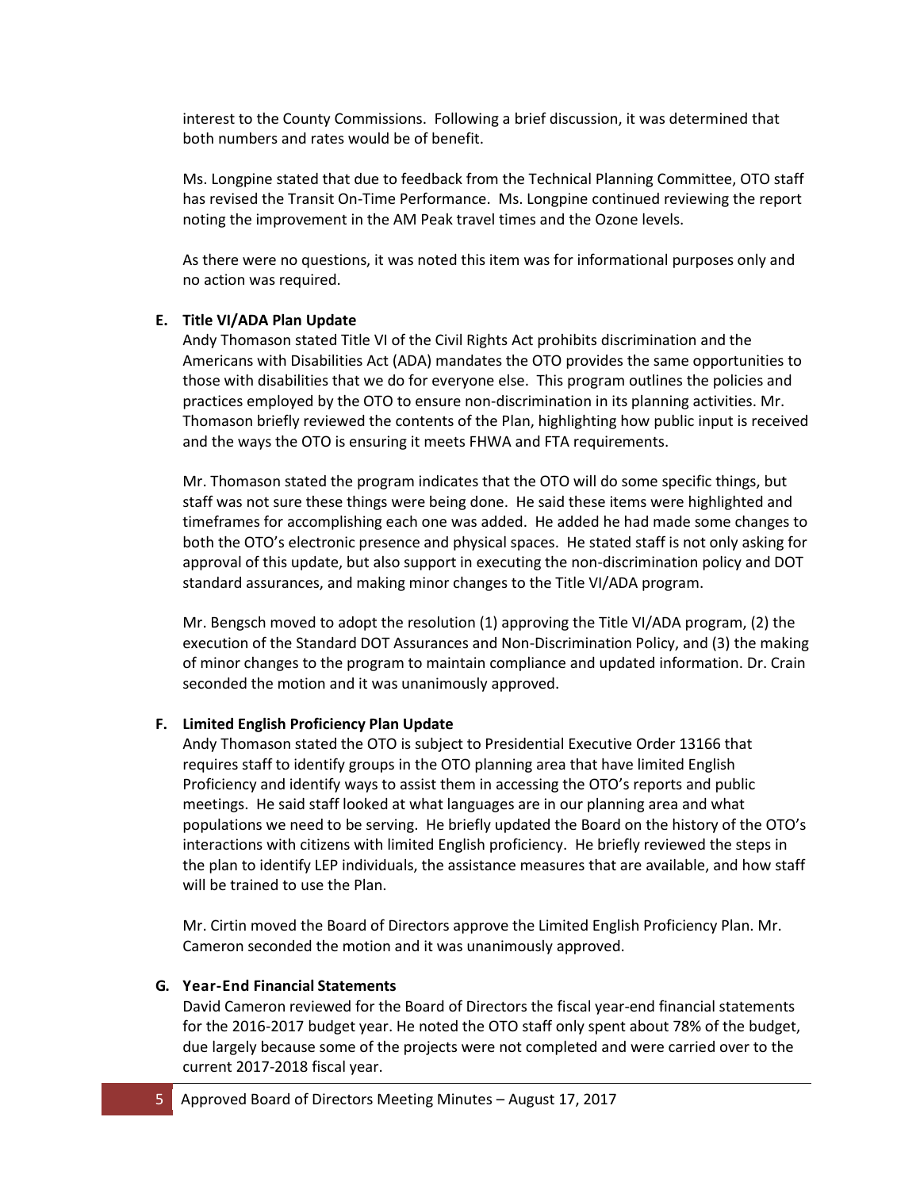interest to the County Commissions. Following a brief discussion, it was determined that both numbers and rates would be of benefit.

Ms. Longpine stated that due to feedback from the Technical Planning Committee, OTO staff has revised the Transit On-Time Performance. Ms. Longpine continued reviewing the report noting the improvement in the AM Peak travel times and the Ozone levels.

As there were no questions, it was noted this item was for informational purposes only and no action was required.

**E. Title VI/ADA Plan Update**

Andy Thomason stated Title VI of the Civil Rights Act prohibits discrimination and the Americans with Disabilities Act (ADA) mandates the OTO provides the same opportunities to those with disabilities that we do for everyone else. This program outlines the policies and practices employed by the OTO to ensure non-discrimination in its planning activities. Mr. Thomason briefly reviewed the contents of the Plan, highlighting how public input is received and the ways the OTO is ensuring it meets FHWA and FTA requirements.

Mr. Thomason stated the program indicates that the OTO will do some specific things, but staff was not sure these things were being done. He said these items were highlighted and timeframes for accomplishing each one was added. He added he had made some changes to both the OTO's electronic presence and physical spaces. He stated staff is not only asking for approval of this update, but also support in executing the non-discrimination policy and DOT standard assurances, and making minor changes to the Title VI/ADA program.

Mr. Bengsch moved to adopt the resolution (1) approving the Title VI/ADA program, (2) the execution of the Standard DOT Assurances and Non-Discrimination Policy, and (3) the making of minor changes to the program to maintain compliance and updated information. Dr. Crain seconded the motion and it was unanimously approved.

**F. Limited English Proficiency Plan Update**

Andy Thomason stated the OTO is subject to Presidential Executive Order 13166 that requires staff to identify groups in the OTO planning area that have limited English Proficiency and identify ways to assist them in accessing the OTO's reports and public meetings. He said staff looked at what languages are in our planning area and what populations we need to be serving. He briefly updated the Board on the history of the OTO's interactions with citizens with limited English proficiency. He briefly reviewed the steps in the plan to identify LEP individuals, the assistance measures that are available, and how staff will be trained to use the Plan.

Mr. Cirtin moved the Board of Directors approve the Limited English Proficiency Plan. Mr. Cameron seconded the motion and it was unanimously approved.

**G. Year-End Financial Statements**

David Cameron reviewed for the Board of Directors the fiscal year-end financial statements for the 2016-2017 budget year. He noted the OTO staff only spent about 78% of the budget, due largely because some of the projects were not completed and were carried over to the current 2017-2018 fiscal year.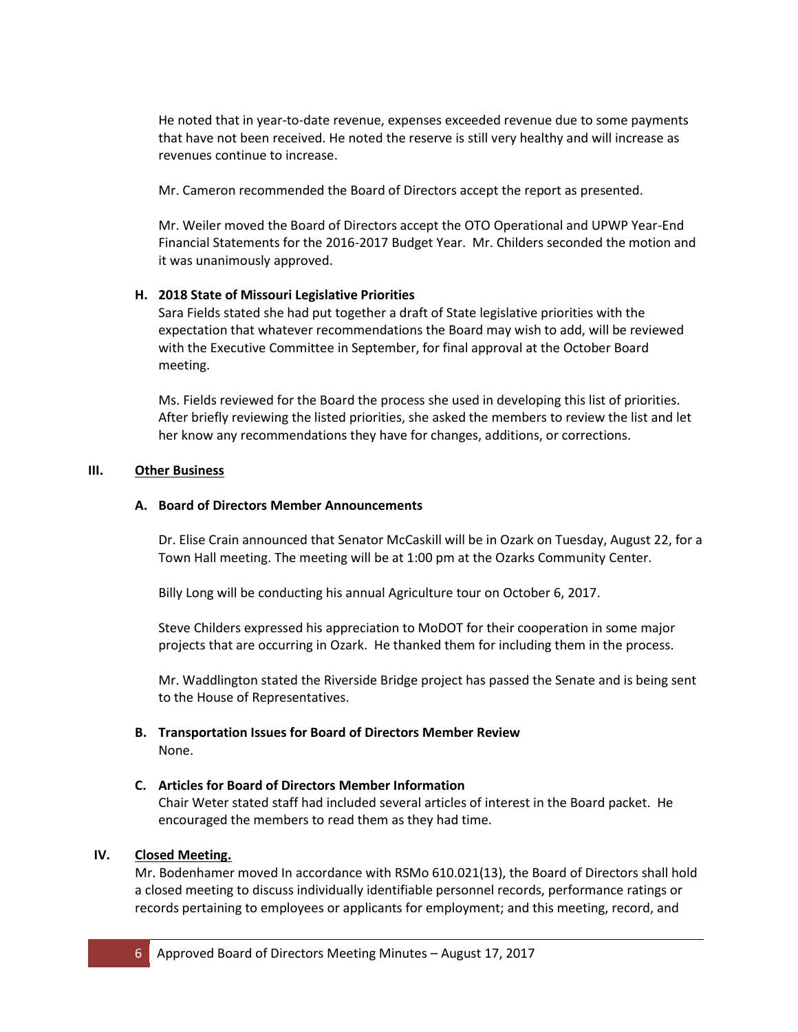He noted that in year-to-date revenue, expenses exceeded revenue due to some payments that have not been received. He noted the reserve is still very healthy and will increase as revenues continue to increase.

Mr. Cameron recommended the Board of Directors accept the report as presented.

Mr. Weiler moved the Board of Directors accept the OTO Operational and UPWP Year-End Financial Statements for the 2016-2017 Budget Year. Mr. Childers seconded the motion and it was unanimously approved.

### H. 2018 State of Missouri Legislative Priorities

Sara Fields stated she had put together a draft of State legislative priorities with the expectation that whatever recommendations the Board may wish to add, will be reviewed with the Executive Committee in September, for final approval at the October Board meeting.

Ms. Fields reviewed for the Board the process she used in developing this list of priorities. After briefly reviewing the listed priorities, she asked the members to review the list and let her know any recommendations they have for changes, additions, or corrections.

## III. Other Business

### A. Board of Directors Member Announcements

Dr. Elise Crain announced that Senator McCaskill will be in Ozark on Tuesday, August 22, for a Town Hall meeting. The meeting will be at 1:00 pm at the Ozarks Community Center.

Billy Long will be conducting his annual Agriculture tour on October 6, 2017.

Steve Childers expressed his appreciation to MoDOT for their cooperation in some major projects that are occurring in Ozark. He thanked them for including them in the process.

Mr. Waddlington stated the Riverside Bridge project has passed the Senate and is being sent to the House of Representatives.

### B. Transportation Issues for Board of Directors Member Review

None.

### C. Articles for Board of Directors Member Information

Chair Weter stated staff had included several articles of interest in the Board packet. He encouraged the members to read them as they had time.

## IV. Closed Meeting.

Mr. Bodenhamer moved In accordance with RSMo 610.021(13), the Board of Directors shall hold a closed meeting to discuss individually identifiable personnel records, performance ratings or records pertaining to employees or applicants for employment; and this meeting, record, and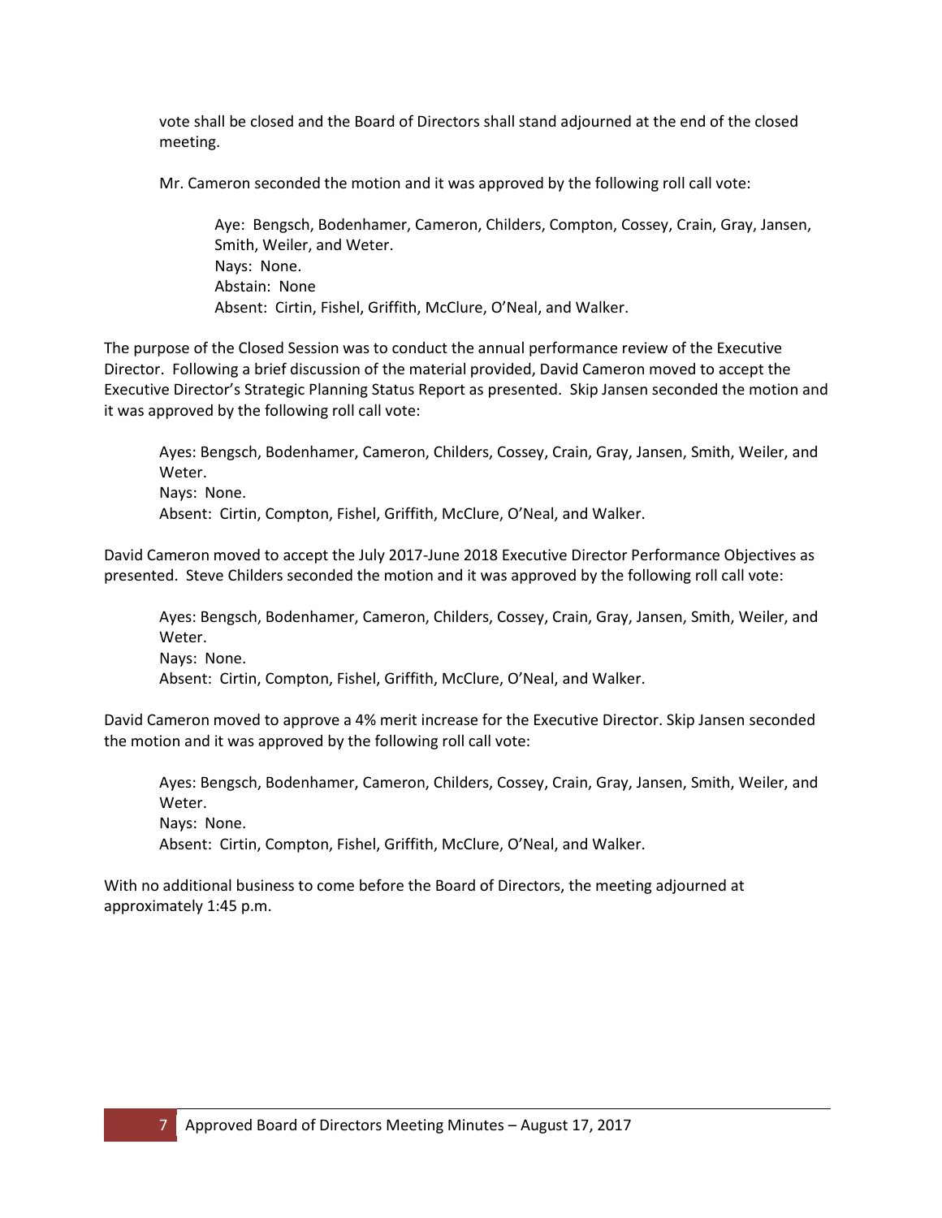vote shall be closed and the Board of Directors shall stand adjourned at the end of the closed meeting.

Mr. Cameron seconded the motion and it was approved by the following roll call vote:

> Aye: Bengsch, Bodenhamer, Cameron, Childers, Compton, Cossey, Crain, Gray, Jansen, Smith, Weiler, and Weter.
> Nays: None.
> Abstain: None
> Absent: Cirtin, Fishel, Griffith, McClure, O'Neal, and Walker.

The purpose of the Closed Session was to conduct the annual performance review of the Executive Director. Following a brief discussion of the material provided, David Cameron moved to accept the Executive Director's Strategic Planning Status Report as presented. Skip Jansen seconded the motion and it was approved by the following roll call vote:

> Ayes: Bengsch, Bodenhamer, Cameron, Childers, Cossey, Crain, Gray, Jansen, Smith, Weiler, and Weter.
> Nays: None.
> Absent: Cirtin, Compton, Fishel, Griffith, McClure, O'Neal, and Walker.

David Cameron moved to accept the July 2017-June 2018 Executive Director Performance Objectives as presented. Steve Childers seconded the motion and it was approved by the following roll call vote:

> Ayes: Bengsch, Bodenhamer, Cameron, Childers, Cossey, Crain, Gray, Jansen, Smith, Weiler, and Weter.
> Nays: None.
> Absent: Cirtin, Compton, Fishel, Griffith, McClure, O'Neal, and Walker.

David Cameron moved to approve a 4% merit increase for the Executive Director. Skip Jansen seconded the motion and it was approved by the following roll call vote:

> Ayes: Bengsch, Bodenhamer, Cameron, Childers, Cossey, Crain, Gray, Jansen, Smith, Weiler, and Weter.
> Nays: None.
> Absent: Cirtin, Compton, Fishel, Griffith, McClure, O'Neal, and Walker.

With no additional business to come before the Board of Directors, the meeting adjourned at approximately 1:45 p.m.